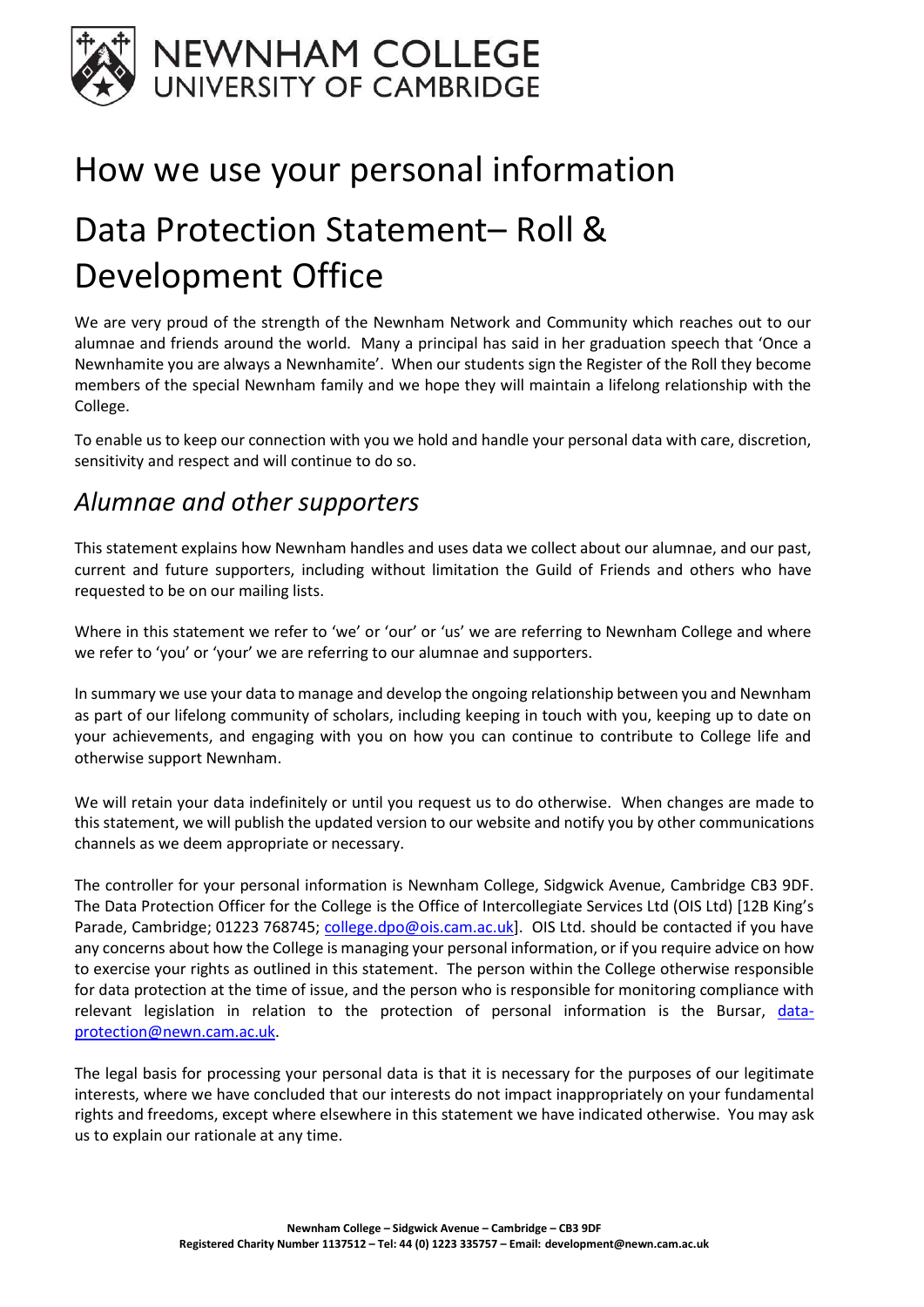# NEWNHAM COLLEGE
UNIVERSITY OF CAMBRIDGE

# How we use your personal information

# Data Protection Statement– Roll & Development Office

We are very proud of the strength of the Newnham Network and Community which reaches out to our alumnae and friends around the world. Many a principal has said in her graduation speech that 'Once a Newnhamite you are always a Newnhamite'. When our students sign the Register of the Roll they become members of the special Newnham family and we hope they will maintain a lifelong relationship with the College.

To enable us to keep our connection with you we hold and handle your personal data with care, discretion, sensitivity and respect and will continue to do so.

## *Alumnae and other supporters*

This statement explains how Newnham handles and uses data we collect about our alumnae, and our past, current and future supporters, including without limitation the Guild of Friends and others who have requested to be on our mailing lists.

Where in this statement we refer to 'we' or 'our' or 'us' we are referring to Newnham College and where we refer to 'you' or 'your' we are referring to our alumnae and supporters.

In summary we use your data to manage and develop the ongoing relationship between you and Newnham as part of our lifelong community of scholars, including keeping in touch with you, keeping up to date on your achievements, and engaging with you on how you can continue to contribute to College life and otherwise support Newnham.

We will retain your data indefinitely or until you request us to do otherwise. When changes are made to this statement, we will publish the updated version to our website and notify you by other communications channels as we deem appropriate or necessary.

The controller for your personal information is Newnham College, Sidgwick Avenue, Cambridge CB3 9DF. The Data Protection Officer for the College is the Office of Intercollegiate Services Ltd (OIS Ltd) [12B King's Parade, Cambridge; 01223 768745; college.dpo@ois.cam.ac.uk]. OIS Ltd. should be contacted if you have any concerns about how the College is managing your personal information, or if you require advice on how to exercise your rights as outlined in this statement. The person within the College otherwise responsible for data protection at the time of issue, and the person who is responsible for monitoring compliance with relevant legislation in relation to the protection of personal information is the Bursar, data-protection@newn.cam.ac.uk.

The legal basis for processing your personal data is that it is necessary for the purposes of our legitimate interests, where we have concluded that our interests do not impact inappropriately on your fundamental rights and freedoms, except where elsewhere in this statement we have indicated otherwise. You may ask us to explain our rationale at any time.

**Newnham College – Sidgwick Avenue – Cambridge – CB3 9DF**
**Registered Charity Number 1137512 – Tel: 44 (0) 1223 335757 – Email: development@newn.cam.ac.uk**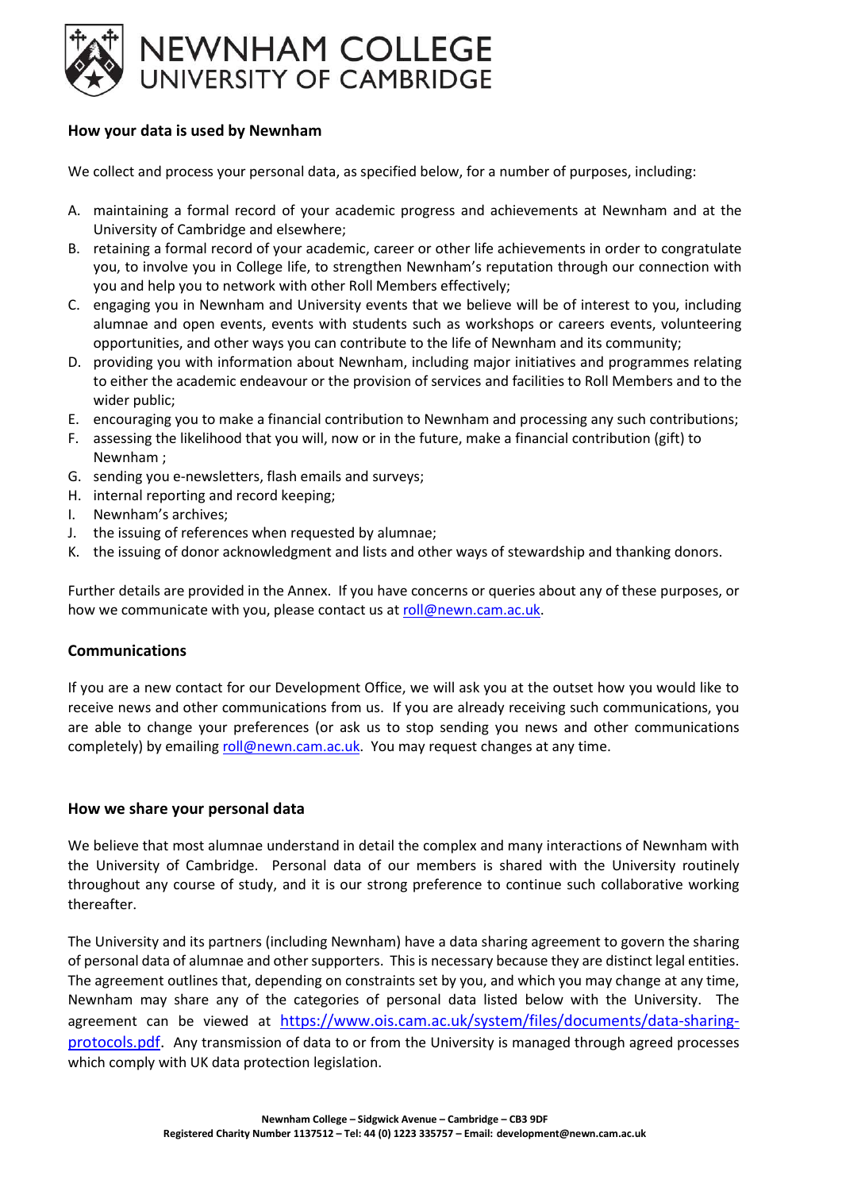# NEWNHAM COLLEGE
## UNIVERSITY OF CAMBRIDGE

### How your data is used by Newnham

We collect and process your personal data, as specified below, for a number of purposes, including:

A. maintaining a formal record of your academic progress and achievements at Newnham and at the University of Cambridge and elsewhere;
B. retaining a formal record of your academic, career or other life achievements in order to congratulate you, to involve you in College life, to strengthen Newnham's reputation through our connection with you and help you to network with other Roll Members effectively;
C. engaging you in Newnham and University events that we believe will be of interest to you, including alumnae and open events, events with students such as workshops or careers events, volunteering opportunities, and other ways you can contribute to the life of Newnham and its community;
D. providing you with information about Newnham, including major initiatives and programmes relating to either the academic endeavour or the provision of services and facilities to Roll Members and to the wider public;
E. encouraging you to make a financial contribution to Newnham and processing any such contributions;
F. assessing the likelihood that you will, now or in the future, make a financial contribution (gift) to Newnham ;
G. sending you e-newsletters, flash emails and surveys;
H. internal reporting and record keeping;
I. Newnham's archives;
J. the issuing of references when requested by alumnae;
K. the issuing of donor acknowledgment and lists and other ways of stewardship and thanking donors.

Further details are provided in the Annex. If you have concerns or queries about any of these purposes, or how we communicate with you, please contact us at roll@newn.cam.ac.uk.

### Communications

If you are a new contact for our Development Office, we will ask you at the outset how you would like to receive news and other communications from us. If you are already receiving such communications, you are able to change your preferences (or ask us to stop sending you news and other communications completely) by emailing roll@newn.cam.ac.uk. You may request changes at any time.

### How we share your personal data

We believe that most alumnae understand in detail the complex and many interactions of Newnham with the University of Cambridge. Personal data of our members is shared with the University routinely throughout any course of study, and it is our strong preference to continue such collaborative working thereafter.

The University and its partners (including Newnham) have a data sharing agreement to govern the sharing of personal data of alumnae and other supporters. This is necessary because they are distinct legal entities. The agreement outlines that, depending on constraints set by you, and which you may change at any time, Newnham may share any of the categories of personal data listed below with the University. The agreement can be viewed at https://www.ois.cam.ac.uk/system/files/documents/data-sharing-protocols.pdf. Any transmission of data to or from the University is managed through agreed processes which comply with UK data protection legislation.

Newnham College – Sidgwick Avenue – Cambridge – CB3 9DF
Registered Charity Number 1137512 – Tel: 44 (0) 1223 335757 – Email: development@newn.cam.ac.uk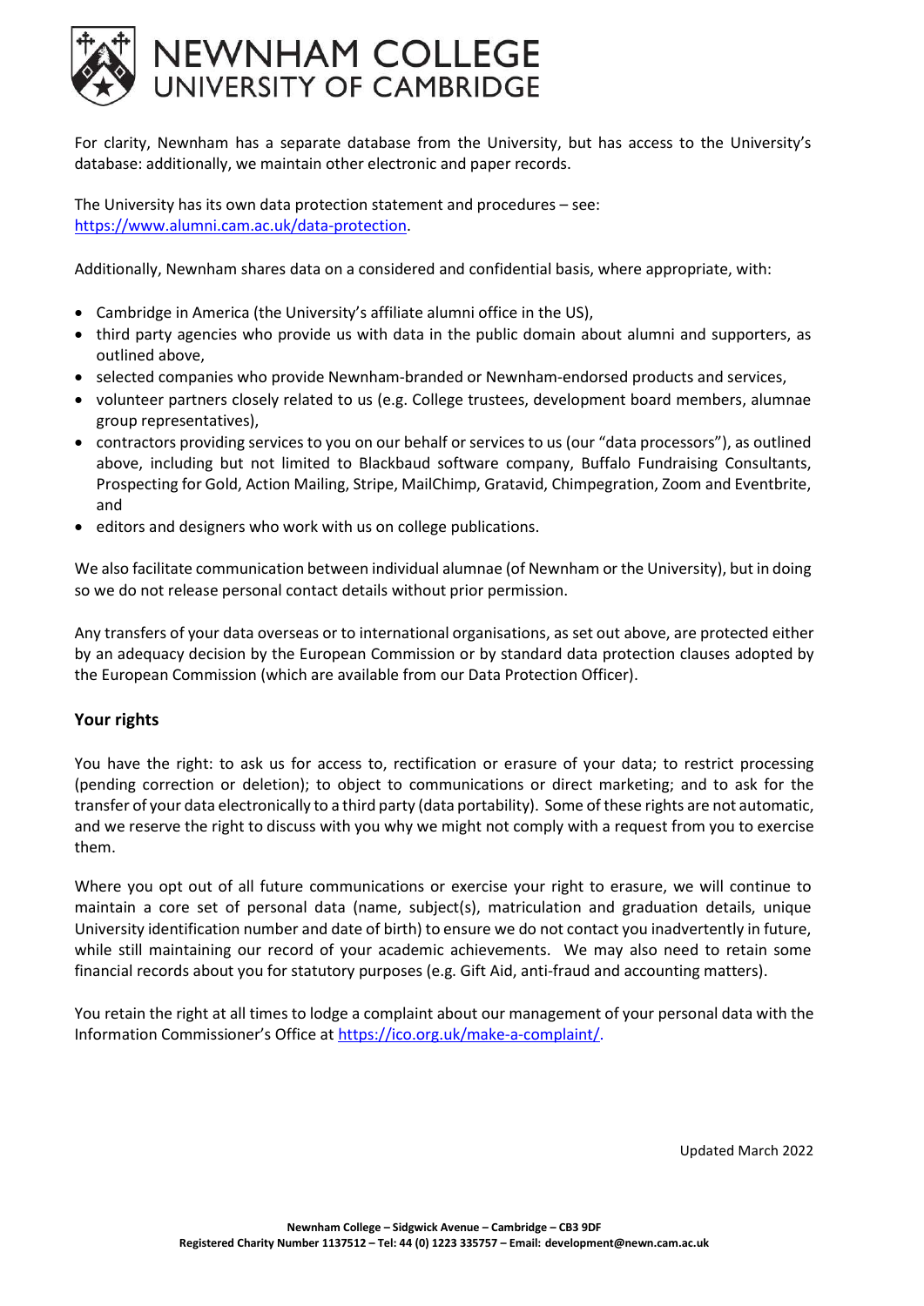For clarity, Newnham has a separate database from the University, but has access to the University's database: additionally, we maintain other electronic and paper records.

The University has its own data protection statement and procedures – see: [https://www.alumni.cam.ac.uk/data-protection](https://www.alumni.cam.ac.uk/data-protection).

Additionally, Newnham shares data on a considered and confidential basis, where appropriate, with:

- Cambridge in America (the University's affiliate alumni office in the US),
- third party agencies who provide us with data in the public domain about alumni and supporters, as outlined above,
- selected companies who provide Newnham-branded or Newnham-endorsed products and services,
- volunteer partners closely related to us (e.g. College trustees, development board members, alumnae group representatives),
- contractors providing services to you on our behalf or services to us (our "data processors"), as outlined above, including but not limited to Blackbaud software company, Buffalo Fundraising Consultants, Prospecting for Gold, Action Mailing, Stripe, MailChimp, Gratavid, Chimpegration, Zoom and Eventbrite, and
- editors and designers who work with us on college publications.

We also facilitate communication between individual alumnae (of Newnham or the University), but in doing so we do not release personal contact details without prior permission.

Any transfers of your data overseas or to international organisations, as set out above, are protected either by an adequacy decision by the European Commission or by standard data protection clauses adopted by the European Commission (which are available from our Data Protection Officer).

## Your rights

You have the right: to ask us for access to, rectification or erasure of your data; to restrict processing (pending correction or deletion); to object to communications or direct marketing; and to ask for the transfer of your data electronically to a third party (data portability). Some of these rights are not automatic, and we reserve the right to discuss with you why we might not comply with a request from you to exercise them.

Where you opt out of all future communications or exercise your right to erasure, we will continue to maintain a core set of personal data (name, subject(s), matriculation and graduation details, unique University identification number and date of birth) to ensure we do not contact you inadvertently in future, while still maintaining our record of your academic achievements. We may also need to retain some financial records about you for statutory purposes (e.g. Gift Aid, anti-fraud and accounting matters).

You retain the right at all times to lodge a complaint about our management of your personal data with the Information Commissioner's Office at [https://ico.org.uk/make-a-complaint/](https://ico.org.uk/make-a-complaint/).

Updated March 2022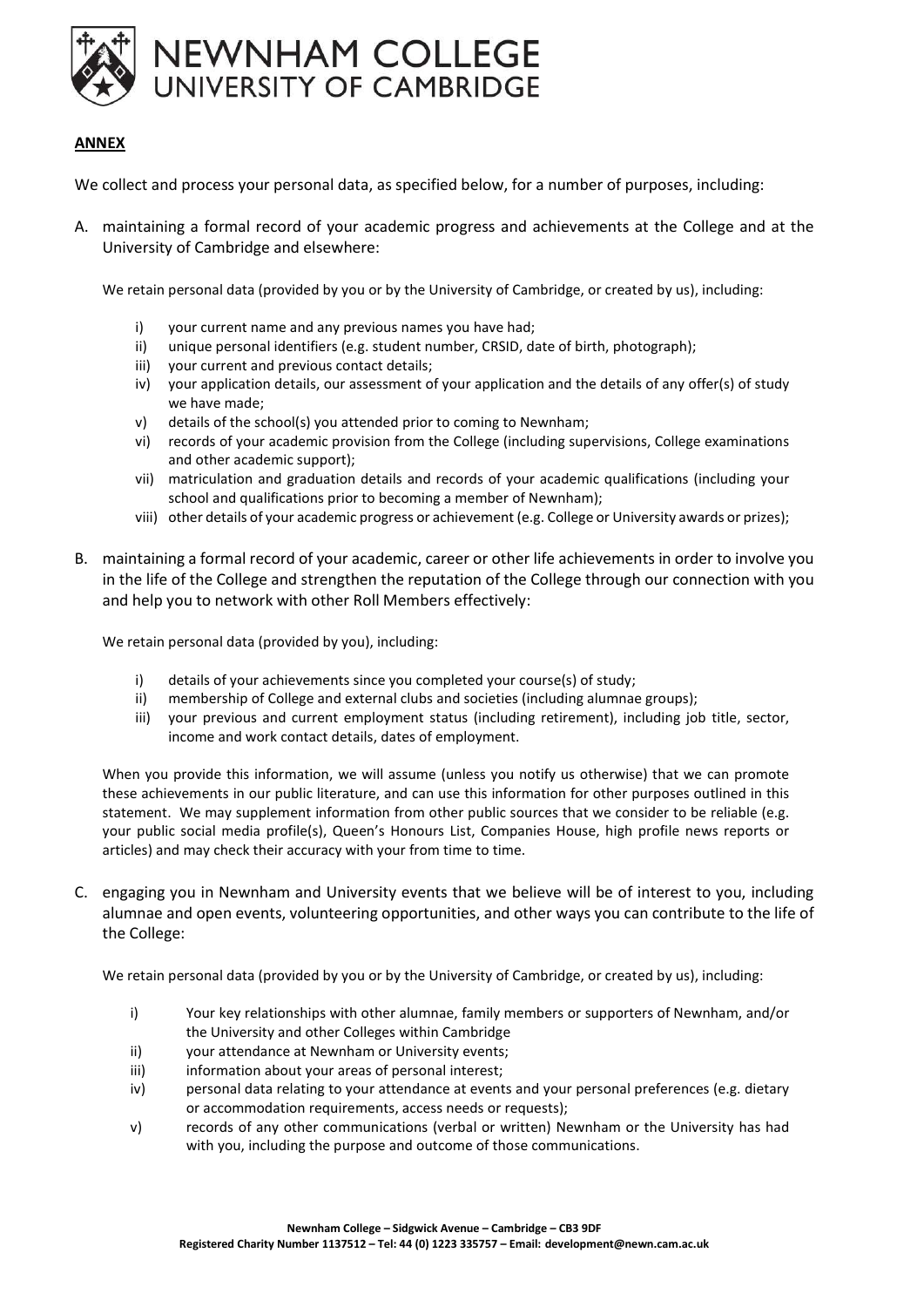**ANNEX**

We collect and process your personal data, as specified below, for a number of purposes, including:

A. maintaining a formal record of your academic progress and achievements at the College and at the University of Cambridge and elsewhere:

   We retain personal data (provided by you or by the University of Cambridge, or created by us), including:

   i) your current name and any previous names you have had;
   ii) unique personal identifiers (e.g. student number, CRSID, date of birth, photograph);
   iii) your current and previous contact details;
   iv) your application details, our assessment of your application and the details of any offer(s) of study we have made;
   v) details of the school(s) you attended prior to coming to Newnham;
   vi) records of your academic provision from the College (including supervisions, College examinations and other academic support);
   vii) matriculation and graduation details and records of your academic qualifications (including your school and qualifications prior to becoming a member of Newnham);
   viii) other details of your academic progress or achievement (e.g. College or University awards or prizes);

B. maintaining a formal record of your academic, career or other life achievements in order to involve you in the life of the College and strengthen the reputation of the College through our connection with you and help you to network with other Roll Members effectively:

   We retain personal data (provided by you), including:

   i) details of your achievements since you completed your course(s) of study;
   ii) membership of College and external clubs and societies (including alumnae groups);
   iii) your previous and current employment status (including retirement), including job title, sector, income and work contact details, dates of employment.

   When you provide this information, we will assume (unless you notify us otherwise) that we can promote these achievements in our public literature, and can use this information for other purposes outlined in this statement. We may supplement information from other public sources that we consider to be reliable (e.g. your public social media profile(s), Queen's Honours List, Companies House, high profile news reports or articles) and may check their accuracy with your from time to time.

C. engaging you in Newnham and University events that we believe will be of interest to you, including alumnae and open events, volunteering opportunities, and other ways you can contribute to the life of the College:

   We retain personal data (provided by you or by the University of Cambridge, or created by us), including:

   i) Your key relationships with other alumnae, family members or supporters of Newnham, and/or the University and other Colleges within Cambridge
   ii) your attendance at Newnham or University events;
   iii) information about your areas of personal interest;
   iv) personal data relating to your attendance at events and your personal preferences (e.g. dietary or accommodation requirements, access needs or requests);
   v) records of any other communications (verbal or written) Newnham or the University has had with you, including the purpose and outcome of those communications.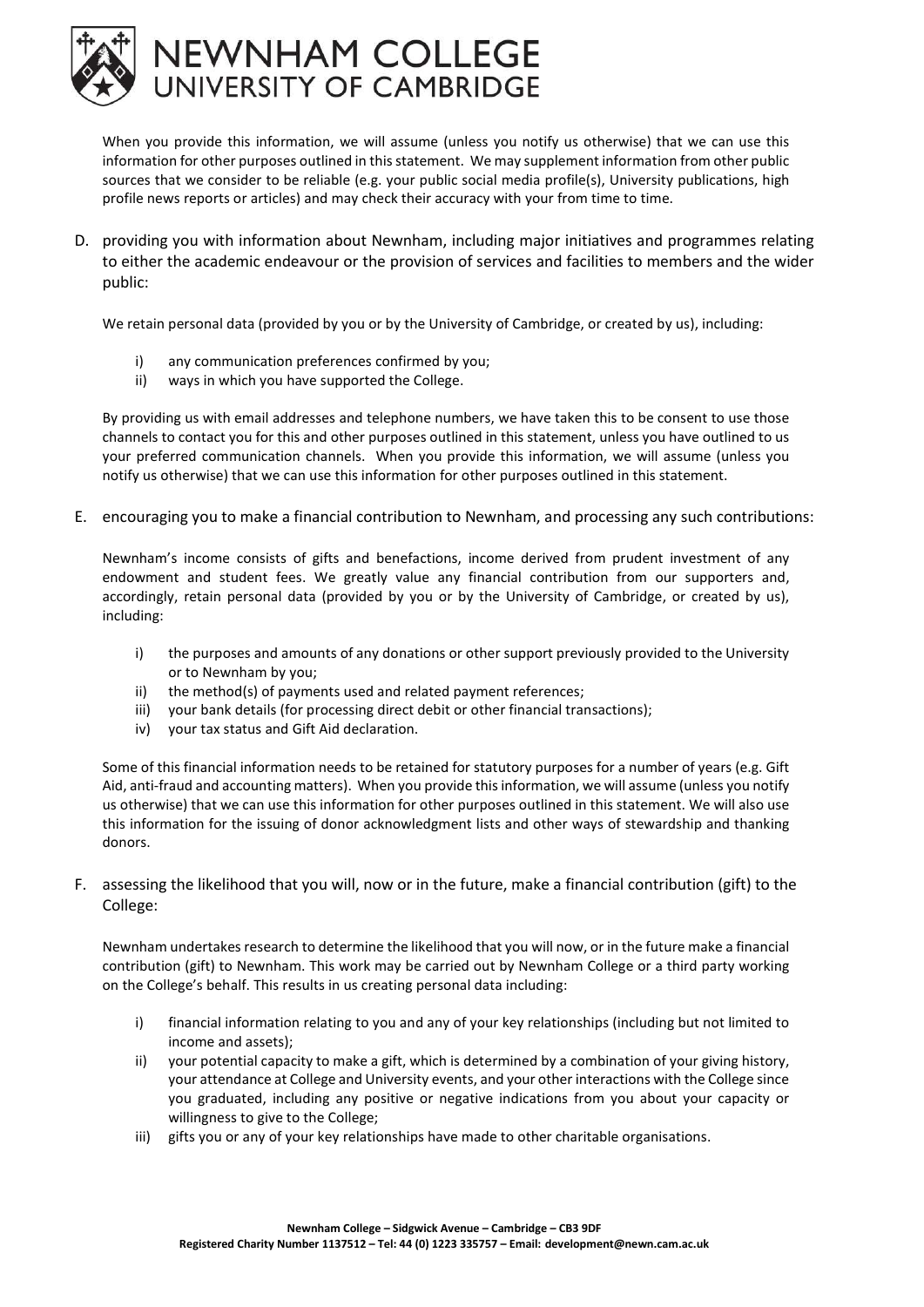When you provide this information, we will assume (unless you notify us otherwise) that we can use this information for other purposes outlined in this statement. We may supplement information from other public sources that we consider to be reliable (e.g. your public social media profile(s), University publications, high profile news reports or articles) and may check their accuracy with your from time to time.

D. providing you with information about Newnham, including major initiatives and programmes relating to either the academic endeavour or the provision of services and facilities to members and the wider public:

We retain personal data (provided by you or by the University of Cambridge, or created by us), including:

i) any communication preferences confirmed by you;
ii) ways in which you have supported the College.

By providing us with email addresses and telephone numbers, we have taken this to be consent to use those channels to contact you for this and other purposes outlined in this statement, unless you have outlined to us your preferred communication channels. When you provide this information, we will assume (unless you notify us otherwise) that we can use this information for other purposes outlined in this statement.

E. encouraging you to make a financial contribution to Newnham, and processing any such contributions:

Newnham's income consists of gifts and benefactions, income derived from prudent investment of any endowment and student fees. We greatly value any financial contribution from our supporters and, accordingly, retain personal data (provided by you or by the University of Cambridge, or created by us), including:

i) the purposes and amounts of any donations or other support previously provided to the University or to Newnham by you;
ii) the method(s) of payments used and related payment references;
iii) your bank details (for processing direct debit or other financial transactions);
iv) your tax status and Gift Aid declaration.

Some of this financial information needs to be retained for statutory purposes for a number of years (e.g. Gift Aid, anti-fraud and accounting matters). When you provide this information, we will assume (unless you notify us otherwise) that we can use this information for other purposes outlined in this statement. We will also use this information for the issuing of donor acknowledgment lists and other ways of stewardship and thanking donors.

F. assessing the likelihood that you will, now or in the future, make a financial contribution (gift) to the College:

Newnham undertakes research to determine the likelihood that you will now, or in the future make a financial contribution (gift) to Newnham. This work may be carried out by Newnham College or a third party working on the College's behalf. This results in us creating personal data including:

i) financial information relating to you and any of your key relationships (including but not limited to income and assets);
ii) your potential capacity to make a gift, which is determined by a combination of your giving history, your attendance at College and University events, and your other interactions with the College since you graduated, including any positive or negative indications from you about your capacity or willingness to give to the College;
iii) gifts you or any of your key relationships have made to other charitable organisations.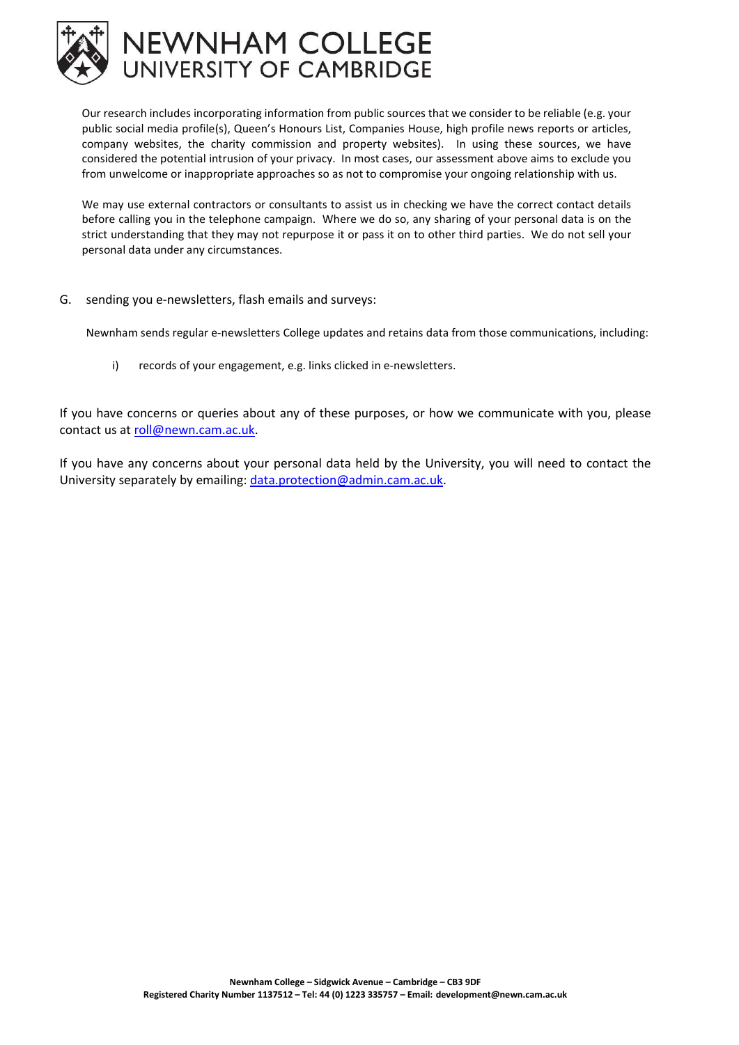Our research includes incorporating information from public sources that we consider to be reliable (e.g. your public social media profile(s), Queen's Honours List, Companies House, high profile news reports or articles, company websites, the charity commission and property websites). In using these sources, we have considered the potential intrusion of your privacy. In most cases, our assessment above aims to exclude you from unwelcome or inappropriate approaches so as not to compromise your ongoing relationship with us.

We may use external contractors or consultants to assist us in checking we have the correct contact details before calling you in the telephone campaign. Where we do so, any sharing of your personal data is on the strict understanding that they may not repurpose it or pass it on to other third parties. We do not sell your personal data under any circumstances.

G. sending you e-newsletters, flash emails and surveys:

Newnham sends regular e-newsletters College updates and retains data from those communications, including:

i) records of your engagement, e.g. links clicked in e-newsletters.

If you have concerns or queries about any of these purposes, or how we communicate with you, please contact us at roll@newn.cam.ac.uk.

If you have any concerns about your personal data held by the University, you will need to contact the University separately by emailing: data.protection@admin.cam.ac.uk.